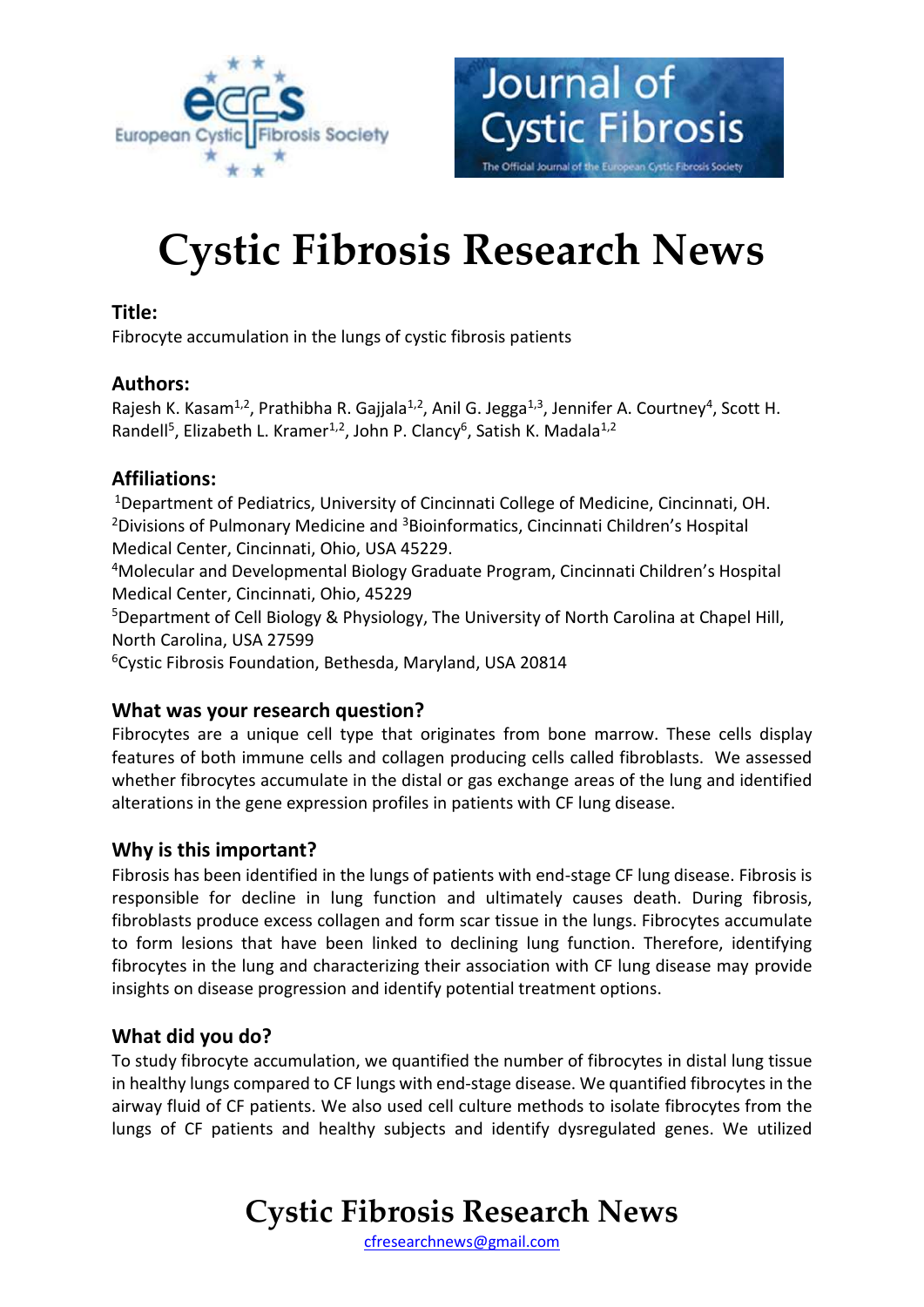# Cystic Fibrosis Research News

### Title:

Fibrocyte accumulation in the lungs of cystic fibrosis patients

### Authors:

Rajesh K. Kasam[1,2], Prathibha R. Gajjala[1,2], Anil G. Jegga[1,3], Jennifer A. Courtney[4], Scott H. Randell[5], Elizabeth L. Kramer[1,2], John P. Clancy[6], Satish K. Madala[1,2]

### Affiliations:

[1]Department of Pediatrics, University of Cincinnati College of Medicine, Cincinnati, OH.
[2]Divisions of Pulmonary Medicine and [3]Bioinformatics, Cincinnati Children's Hospital Medical Center, Cincinnati, Ohio, USA 45229.
[4]Molecular and Developmental Biology Graduate Program, Cincinnati Children's Hospital Medical Center, Cincinnati, Ohio, 45229
[5]Department of Cell Biology & Physiology, The University of North Carolina at Chapel Hill, North Carolina, USA 27599
[6]Cystic Fibrosis Foundation, Bethesda, Maryland, USA 20814

### What was your research question?

Fibrocytes are a unique cell type that originates from bone marrow. These cells display features of both immune cells and collagen producing cells called fibroblasts. We assessed whether fibrocytes accumulate in the distal or gas exchange areas of the lung and identified alterations in the gene expression profiles in patients with CF lung disease.

### Why is this important?

Fibrosis has been identified in the lungs of patients with end-stage CF lung disease. Fibrosis is responsible for decline in lung function and ultimately causes death. During fibrosis, fibroblasts produce excess collagen and form scar tissue in the lungs. Fibrocytes accumulate to form lesions that have been linked to declining lung function. Therefore, identifying fibrocytes in the lung and characterizing their association with CF lung disease may provide insights on disease progression and identify potential treatment options.

### What did you do?

To study fibrocyte accumulation, we quantified the number of fibrocytes in distal lung tissue in healthy lungs compared to CF lungs with end-stage disease. We quantified fibrocytes in the airway fluid of CF patients. We also used cell culture methods to isolate fibrocytes from the lungs of CF patients and healthy subjects and identify dysregulated genes. We utilized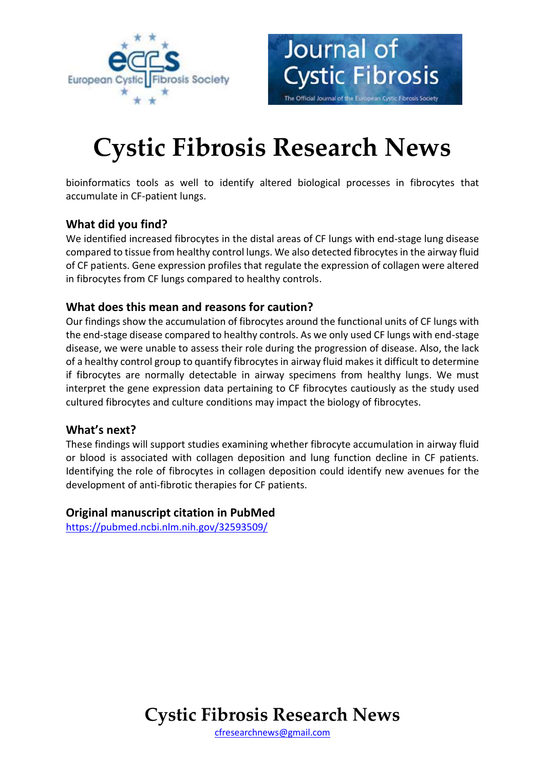bioinformatics tools as well to identify altered biological processes in fibrocytes that accumulate in CF-patient lungs.

### What did you find?

We identified increased fibrocytes in the distal areas of CF lungs with end-stage lung disease compared to tissue from healthy control lungs. We also detected fibrocytes in the airway fluid of CF patients. Gene expression profiles that regulate the expression of collagen were altered in fibrocytes from CF lungs compared to healthy controls.

### What does this mean and reasons for caution?

Our findings show the accumulation of fibrocytes around the functional units of CF lungs with the end-stage disease compared to healthy controls. As we only used CF lungs with end-stage disease, we were unable to assess their role during the progression of disease. Also, the lack of a healthy control group to quantify fibrocytes in airway fluid makes it difficult to determine if fibrocytes are normally detectable in airway specimens from healthy lungs. We must interpret the gene expression data pertaining to CF fibrocytes cautiously as the study used cultured fibrocytes and culture conditions may impact the biology of fibrocytes.

### What's next?

These findings will support studies examining whether fibrocyte accumulation in airway fluid or blood is associated with collagen deposition and lung function decline in CF patients. Identifying the role of fibrocytes in collagen deposition could identify new avenues for the development of anti-fibrotic therapies for CF patients.

### Original manuscript citation in PubMed

https://pubmed.ncbi.nlm.nih.gov/32593509/